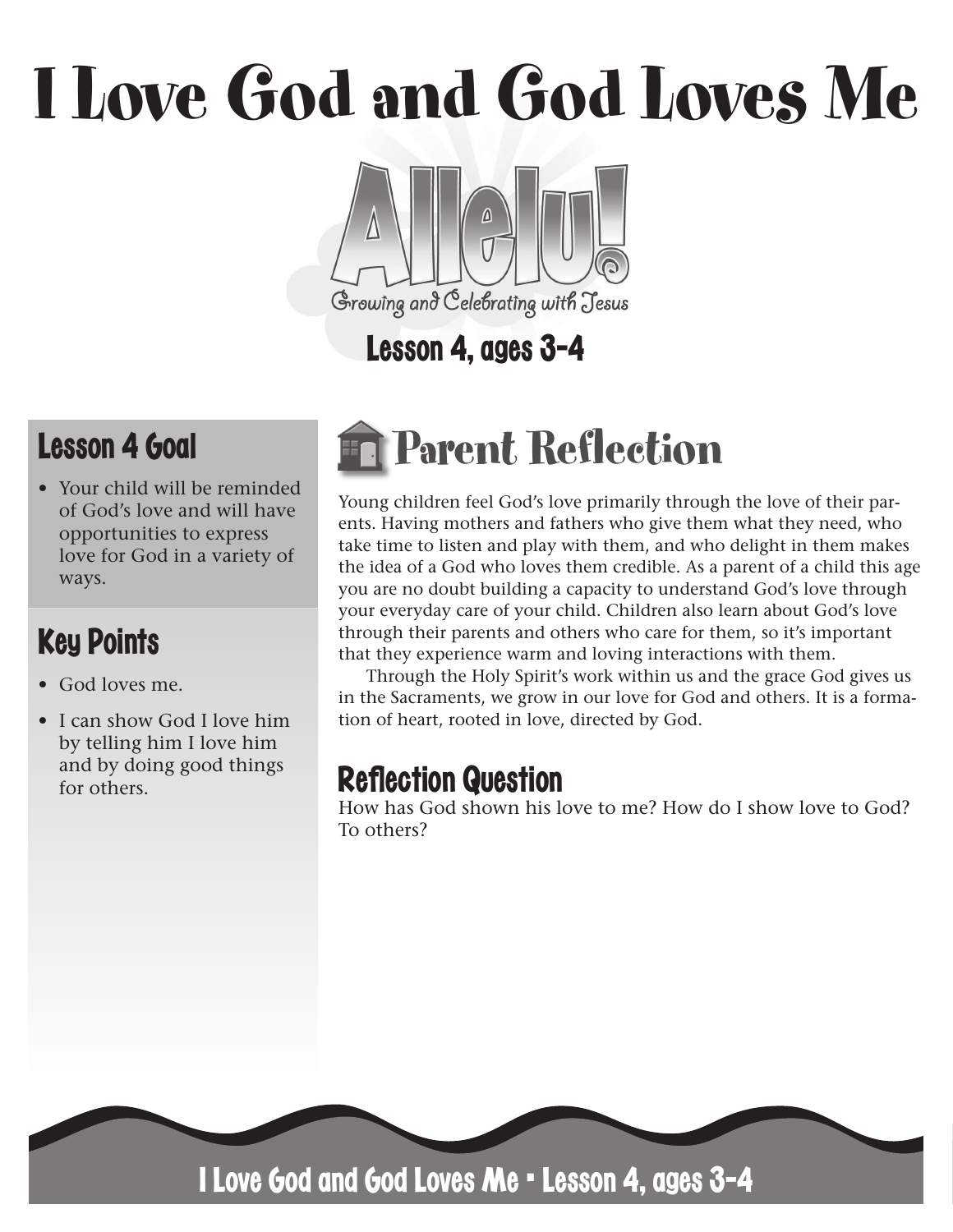# I Love God and God Loves Me

Allelu!

Growing and Celebrating with Jesus

Lesson 4, ages 3-4

## Lesson 4 Goal

- Your child will be reminded of God's love and will have opportunities to express love for God in a variety of ways.

## Key Points

- God loves me.
- I can show God I love him by telling him I love him and by doing good things for others.

## Parent Reflection

Young children feel God's love primarily through the love of their parents. Having mothers and fathers who give them what they need, who take time to listen and play with them, and who delight in them makes the idea of a God who loves them credible. As a parent of a child this age you are no doubt building a capacity to understand God's love through your everyday care of your child. Children also learn about God's love through their parents and others who care for them, so it's important that they experience warm and loving interactions with them.

Through the Holy Spirit's work within us and the grace God gives us in the Sacraments, we grow in our love for God and others. It is a formation of heart, rooted in love, directed by God.

### Reflection Question

How has God shown his love to me? How do I show love to God? To others?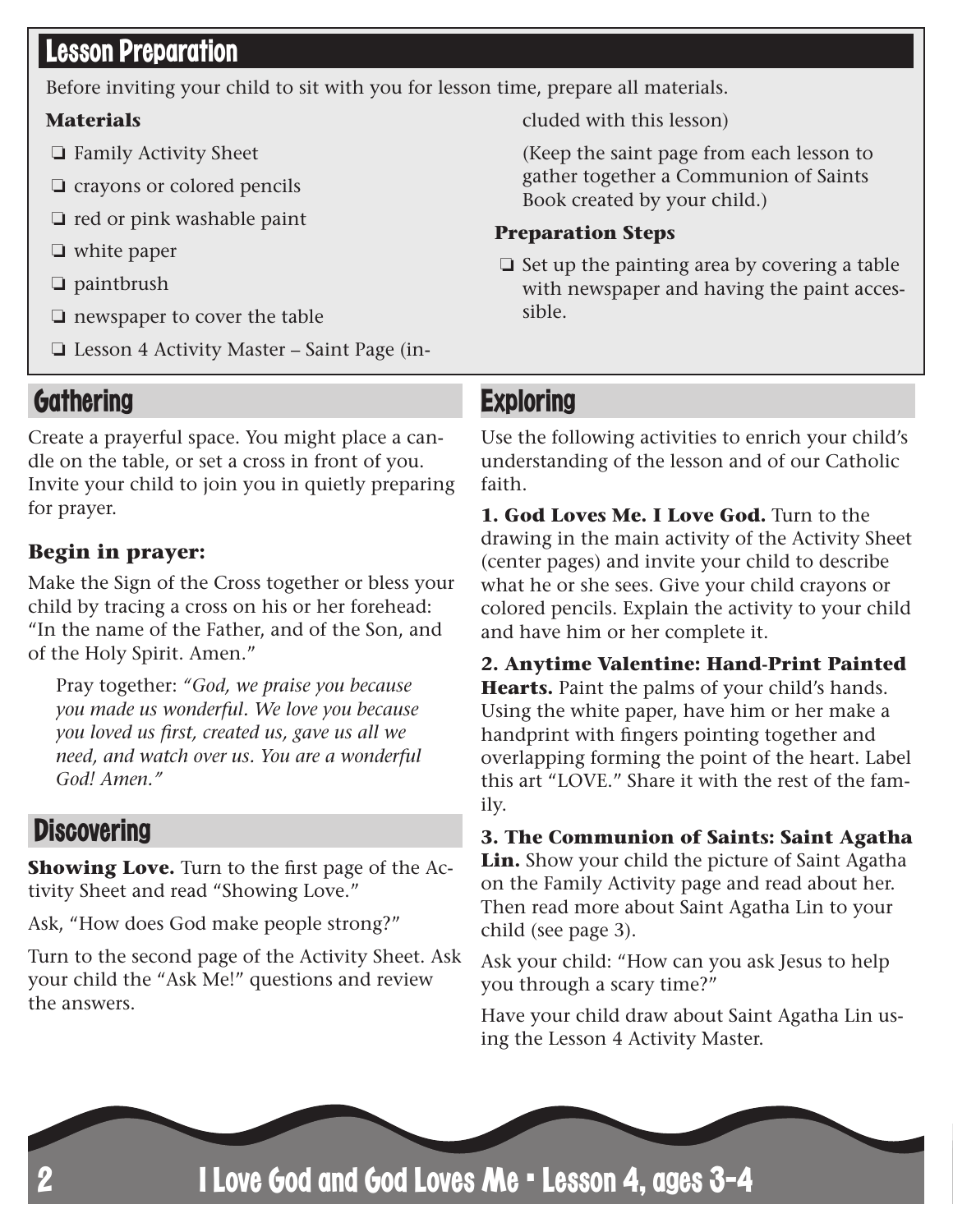## Lesson Preparation

Before inviting your child to sit with you for lesson time, prepare all materials.

**Materials**

- ❑ Family Activity Sheet
- ❑ crayons or colored pencils
- ❑ red or pink washable paint
- ❑ white paper
- ❑ paintbrush
- ❑ newspaper to cover the table
- ❑ Lesson 4 Activity Master – Saint Page (included with this lesson)

(Keep the saint page from each lesson to gather together a Communion of Saints Book created by your child.)

**Preparation Steps**

- ❑ Set up the painting area by covering a table with newspaper and having the paint accessible.

## Gathering

Create a prayerful space. You might place a candle on the table, or set a cross in front of you. Invite your child to join you in quietly preparing for prayer.

### Begin in prayer:

Make the Sign of the Cross together or bless your child by tracing a cross on his or her forehead: "In the name of the Father, and of the Son, and of the Holy Spirit. Amen."

Pray together: *"God, we praise you because you made us wonderful. We love you because you loved us first, created us, gave us all we need, and watch over us. You are a wonderful God! Amen."*

## Discovering

**Showing Love.** Turn to the first page of the Activity Sheet and read "Showing Love."

Ask, "How does God make people strong?"

Turn to the second page of the Activity Sheet. Ask your child the "Ask Me!" questions and review the answers.

## Exploring

Use the following activities to enrich your child's understanding of the lesson and of our Catholic faith.

**1. God Loves Me. I Love God.** Turn to the drawing in the main activity of the Activity Sheet (center pages) and invite your child to describe what he or she sees. Give your child crayons or colored pencils. Explain the activity to your child and have him or her complete it.

**2. Anytime Valentine: Hand-Print Painted Hearts.** Paint the palms of your child's hands. Using the white paper, have him or her make a handprint with fingers pointing together and overlapping forming the point of the heart. Label this art "LOVE." Share it with the rest of the family.

**3. The Communion of Saints: Saint Agatha Lin.** Show your child the picture of Saint Agatha on the Family Activity page and read about her. Then read more about Saint Agatha Lin to your child (see page 3).

Ask your child: "How can you ask Jesus to help you through a scary time?"

Have your child draw about Saint Agatha Lin using the Lesson 4 Activity Master.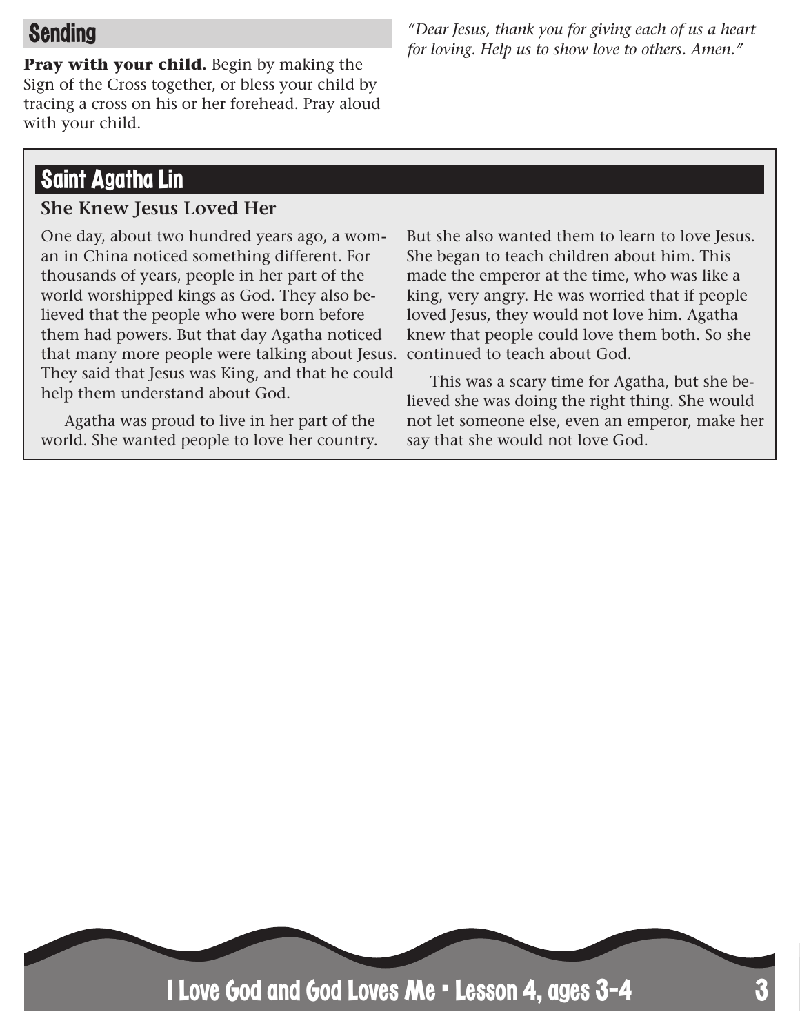## Sending

**Pray with your child.** Begin by making the Sign of the Cross together, or bless your child by tracing a cross on his or her forehead. Pray aloud with your child.

*"Dear Jesus, thank you for giving each of us a heart for loving. Help us to show love to others. Amen."*

## Saint Agatha Lin

### She Knew Jesus Loved Her

One day, about two hundred years ago, a woman in China noticed something different. For thousands of years, people in her part of the world worshipped kings as God. They also believed that the people who were born before them had powers. But that day Agatha noticed that many more people were talking about Jesus. They said that Jesus was King, and that he could help them understand about God.

Agatha was proud to live in her part of the world. She wanted people to love her country. But she also wanted them to learn to love Jesus. She began to teach children about him. This made the emperor at the time, who was like a king, very angry. He was worried that if people loved Jesus, they would not love him. Agatha knew that people could love them both. So she continued to teach about God.

This was a scary time for Agatha, but she believed she was doing the right thing. She would not let someone else, even an emperor, make her say that she would not love God.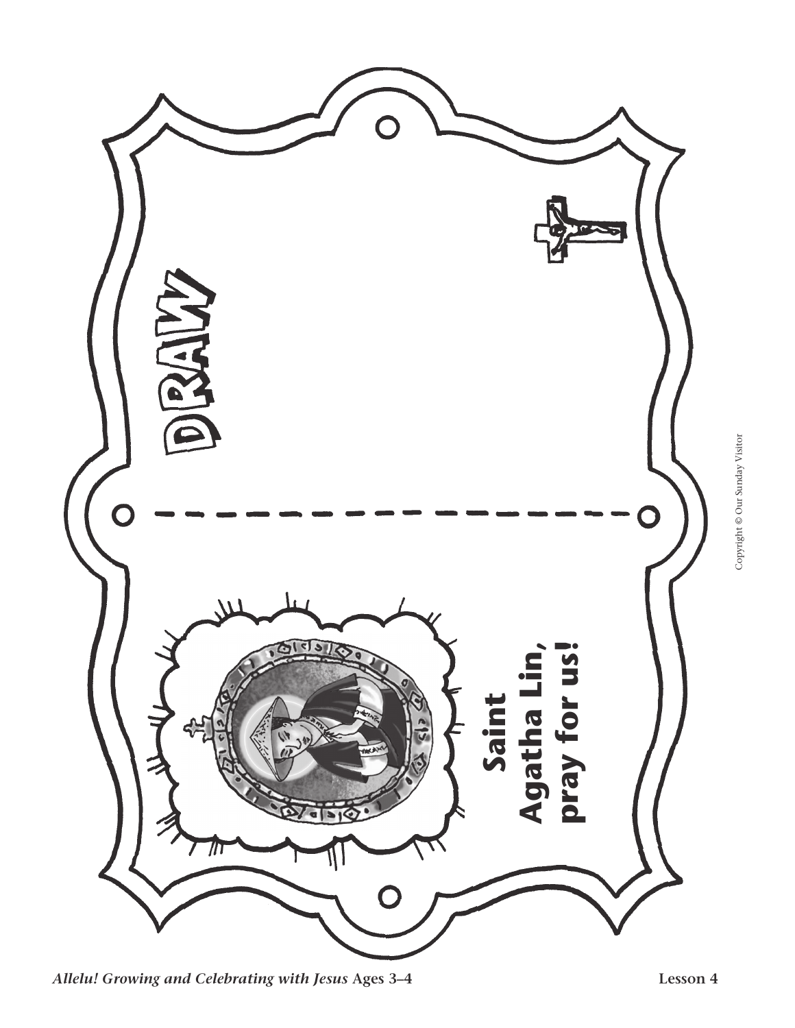Saint Agatha Lin, pray for us!

DRAW

Copyright © Our Sunday Visitor

*Allelu! Growing and Celebrating with Jesus* **Ages 3–4** **Lesson 4**